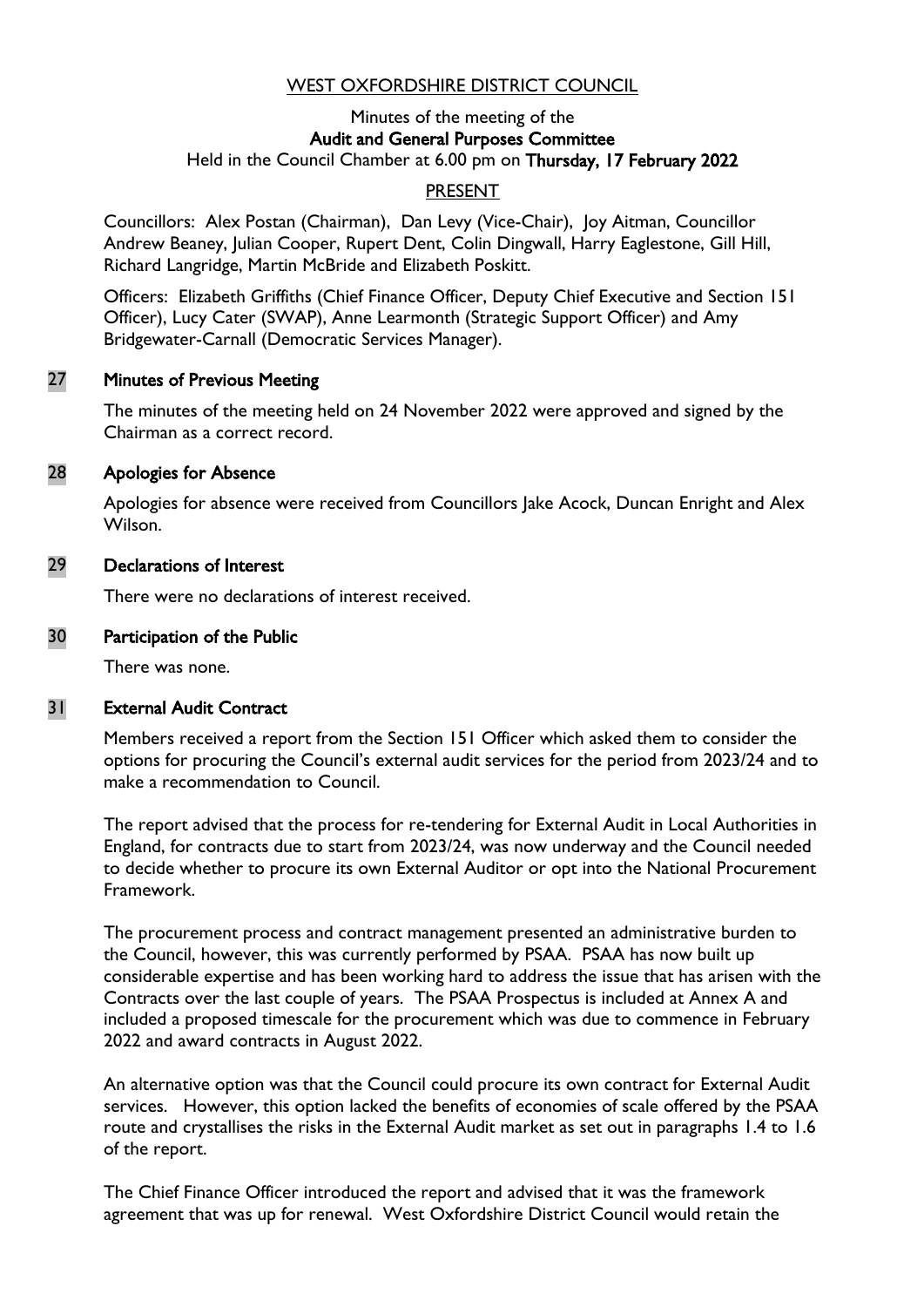WEST OXFORDSHIRE DISTRICT COUNCIL

Minutes of the meeting of the
**Audit and General Purposes Committee**
Held in the Council Chamber at 6.00 pm on **Thursday, 17 February 2022**

PRESENT

Councillors: Alex Postan (Chairman), Dan Levy (Vice-Chair), Joy Aitman, Councillor Andrew Beaney, Julian Cooper, Rupert Dent, Colin Dingwall, Harry Eaglestone, Gill Hill, Richard Langridge, Martin McBride and Elizabeth Poskitt.

Officers: Elizabeth Griffiths (Chief Finance Officer, Deputy Chief Executive and Section 151 Officer), Lucy Cater (SWAP), Anne Learmonth (Strategic Support Officer) and Amy Bridgewater-Carnall (Democratic Services Manager).

## 27 Minutes of Previous Meeting

The minutes of the meeting held on 24 November 2022 were approved and signed by the Chairman as a correct record.

## 28 Apologies for Absence

Apologies for absence were received from Councillors Jake Acock, Duncan Enright and Alex Wilson.

## 29 Declarations of Interest

There were no declarations of interest received.

## 30 Participation of the Public

There was none.

## 31 External Audit Contract

Members received a report from the Section 151 Officer which asked them to consider the options for procuring the Council's external audit services for the period from 2023/24 and to make a recommendation to Council.

The report advised that the process for re-tendering for External Audit in Local Authorities in England, for contracts due to start from 2023/24, was now underway and the Council needed to decide whether to procure its own External Auditor or opt into the National Procurement Framework.

The procurement process and contract management presented an administrative burden to the Council, however, this was currently performed by PSAA. PSAA has now built up considerable expertise and has been working hard to address the issue that has arisen with the Contracts over the last couple of years. The PSAA Prospectus is included at Annex A and included a proposed timescale for the procurement which was due to commence in February 2022 and award contracts in August 2022.

An alternative option was that the Council could procure its own contract for External Audit services. However, this option lacked the benefits of economies of scale offered by the PSAA route and crystallises the risks in the External Audit market as set out in paragraphs 1.4 to 1.6 of the report.

The Chief Finance Officer introduced the report and advised that it was the framework agreement that was up for renewal. West Oxfordshire District Council would retain the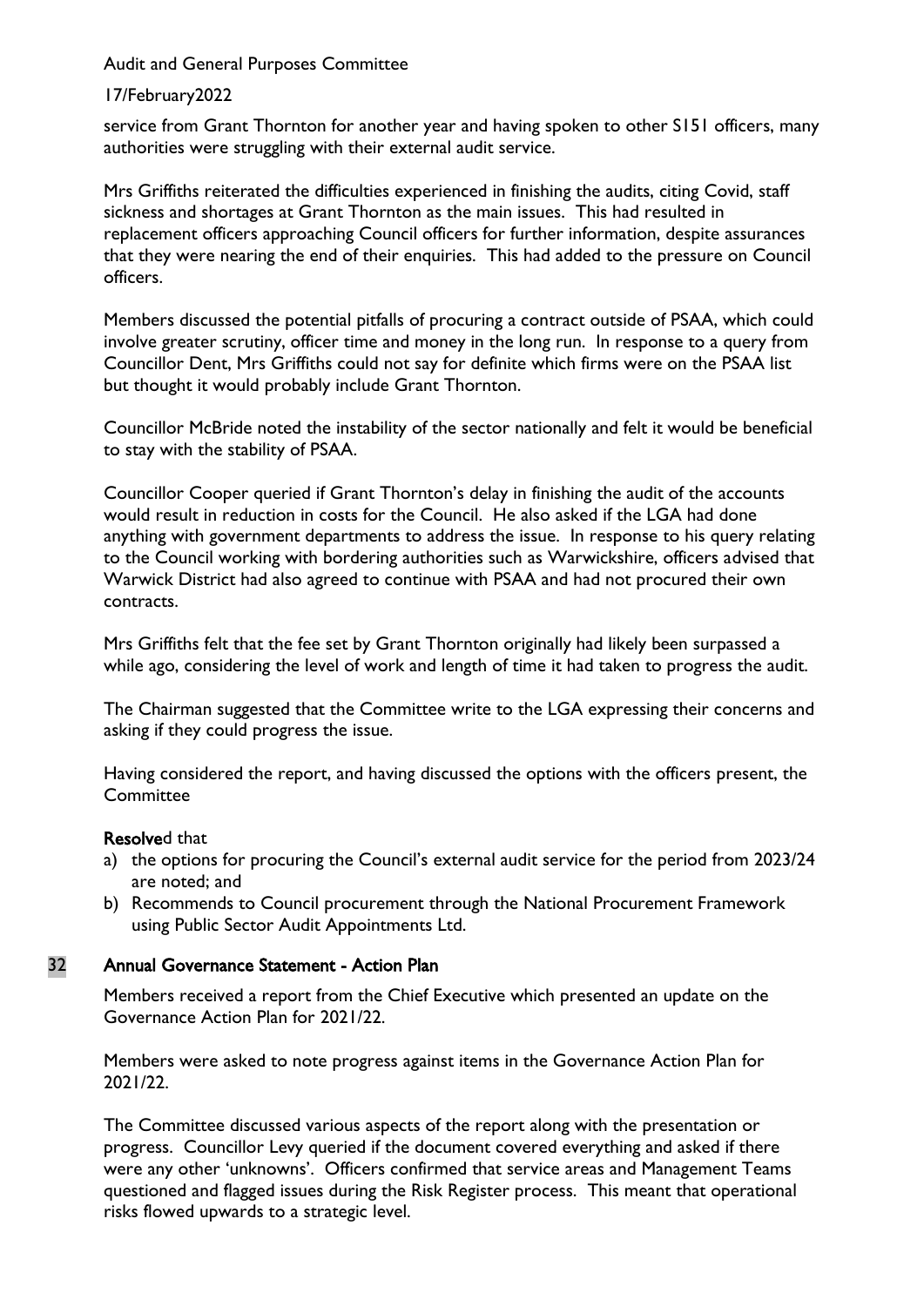service from Grant Thornton for another year and having spoken to other S151 officers, many authorities were struggling with their external audit service.

Mrs Griffiths reiterated the difficulties experienced in finishing the audits, citing Covid, staff sickness and shortages at Grant Thornton as the main issues. This had resulted in replacement officers approaching Council officers for further information, despite assurances that they were nearing the end of their enquiries. This had added to the pressure on Council officers.

Members discussed the potential pitfalls of procuring a contract outside of PSAA, which could involve greater scrutiny, officer time and money in the long run. In response to a query from Councillor Dent, Mrs Griffiths could not say for definite which firms were on the PSAA list but thought it would probably include Grant Thornton.

Councillor McBride noted the instability of the sector nationally and felt it would be beneficial to stay with the stability of PSAA.

Councillor Cooper queried if Grant Thornton's delay in finishing the audit of the accounts would result in reduction in costs for the Council. He also asked if the LGA had done anything with government departments to address the issue. In response to his query relating to the Council working with bordering authorities such as Warwickshire, officers advised that Warwick District had also agreed to continue with PSAA and had not procured their own contracts.

Mrs Griffiths felt that the fee set by Grant Thornton originally had likely been surpassed a while ago, considering the level of work and length of time it had taken to progress the audit.

The Chairman suggested that the Committee write to the LGA expressing their concerns and asking if they could progress the issue.

Having considered the report, and having discussed the options with the officers present, the Committee

**Resolve**d that

a) the options for procuring the Council's external audit service for the period from 2023/24 are noted; and
b) Recommends to Council procurement through the National Procurement Framework using Public Sector Audit Appointments Ltd.

## 32 Annual Governance Statement - Action Plan

Members received a report from the Chief Executive which presented an update on the Governance Action Plan for 2021/22.

Members were asked to note progress against items in the Governance Action Plan for 2021/22.

The Committee discussed various aspects of the report along with the presentation or progress. Councillor Levy queried if the document covered everything and asked if there were any other 'unknowns'. Officers confirmed that service areas and Management Teams questioned and flagged issues during the Risk Register process. This meant that operational risks flowed upwards to a strategic level.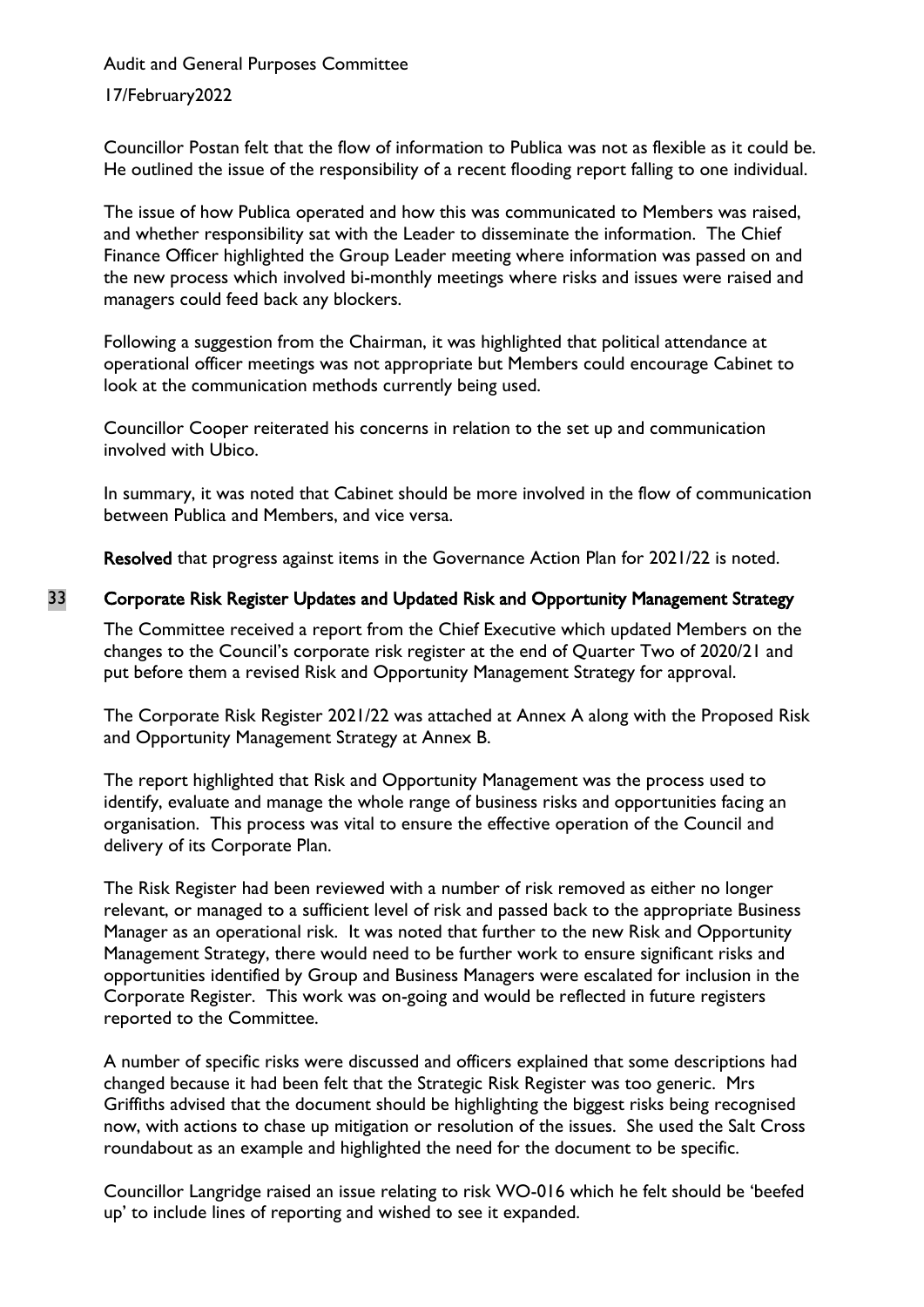Councillor Postan felt that the flow of information to Publica was not as flexible as it could be. He outlined the issue of the responsibility of a recent flooding report falling to one individual.

The issue of how Publica operated and how this was communicated to Members was raised, and whether responsibility sat with the Leader to disseminate the information. The Chief Finance Officer highlighted the Group Leader meeting where information was passed on and the new process which involved bi-monthly meetings where risks and issues were raised and managers could feed back any blockers.

Following a suggestion from the Chairman, it was highlighted that political attendance at operational officer meetings was not appropriate but Members could encourage Cabinet to look at the communication methods currently being used.

Councillor Cooper reiterated his concerns in relation to the set up and communication involved with Ubico.

In summary, it was noted that Cabinet should be more involved in the flow of communication between Publica and Members, and vice versa.

**Resolved** that progress against items in the Governance Action Plan for 2021/22 is noted.

## 33 Corporate Risk Register Updates and Updated Risk and Opportunity Management Strategy

The Committee received a report from the Chief Executive which updated Members on the changes to the Council's corporate risk register at the end of Quarter Two of 2020/21 and put before them a revised Risk and Opportunity Management Strategy for approval.

The Corporate Risk Register 2021/22 was attached at Annex A along with the Proposed Risk and Opportunity Management Strategy at Annex B.

The report highlighted that Risk and Opportunity Management was the process used to identify, evaluate and manage the whole range of business risks and opportunities facing an organisation. This process was vital to ensure the effective operation of the Council and delivery of its Corporate Plan.

The Risk Register had been reviewed with a number of risk removed as either no longer relevant, or managed to a sufficient level of risk and passed back to the appropriate Business Manager as an operational risk. It was noted that further to the new Risk and Opportunity Management Strategy, there would need to be further work to ensure significant risks and opportunities identified by Group and Business Managers were escalated for inclusion in the Corporate Register. This work was on-going and would be reflected in future registers reported to the Committee.

A number of specific risks were discussed and officers explained that some descriptions had changed because it had been felt that the Strategic Risk Register was too generic. Mrs Griffiths advised that the document should be highlighting the biggest risks being recognised now, with actions to chase up mitigation or resolution of the issues. She used the Salt Cross roundabout as an example and highlighted the need for the document to be specific.

Councillor Langridge raised an issue relating to risk WO-016 which he felt should be 'beefed up' to include lines of reporting and wished to see it expanded.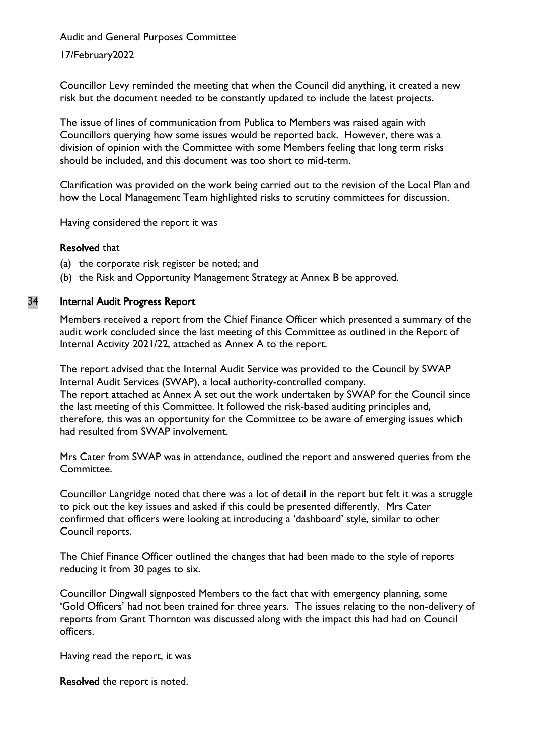Councillor Levy reminded the meeting that when the Council did anything, it created a new risk but the document needed to be constantly updated to include the latest projects.

The issue of lines of communication from Publica to Members was raised again with Councillors querying how some issues would be reported back. However, there was a division of opinion with the Committee with some Members feeling that long term risks should be included, and this document was too short to mid-term.

Clarification was provided on the work being carried out to the revision of the Local Plan and how the Local Management Team highlighted risks to scrutiny committees for discussion.

Having considered the report it was

**Resolved** that

(a) the corporate risk register be noted; and
(b) the Risk and Opportunity Management Strategy at Annex B be approved.

## 34 Internal Audit Progress Report

Members received a report from the Chief Finance Officer which presented a summary of the audit work concluded since the last meeting of this Committee as outlined in the Report of Internal Activity 2021/22, attached as Annex A to the report.

The report advised that the Internal Audit Service was provided to the Council by SWAP Internal Audit Services (SWAP), a local authority-controlled company.
The report attached at Annex A set out the work undertaken by SWAP for the Council since the last meeting of this Committee. It followed the risk-based auditing principles and, therefore, this was an opportunity for the Committee to be aware of emerging issues which had resulted from SWAP involvement.

Mrs Cater from SWAP was in attendance, outlined the report and answered queries from the Committee.

Councillor Langridge noted that there was a lot of detail in the report but felt it was a struggle to pick out the key issues and asked if this could be presented differently. Mrs Cater confirmed that officers were looking at introducing a 'dashboard' style, similar to other Council reports.

The Chief Finance Officer outlined the changes that had been made to the style of reports reducing it from 30 pages to six.

Councillor Dingwall signposted Members to the fact that with emergency planning, some 'Gold Officers' had not been trained for three years. The issues relating to the non-delivery of reports from Grant Thornton was discussed along with the impact this had had on Council officers.

Having read the report, it was

**Resolved** the report is noted.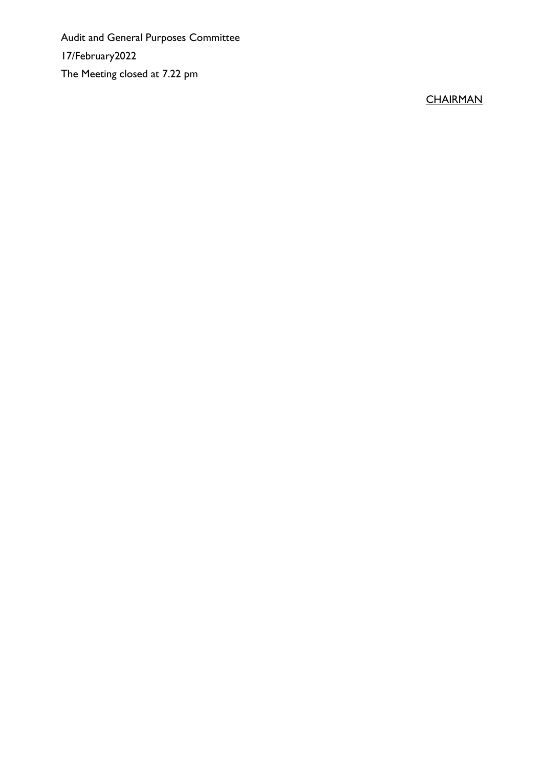Audit and General Purposes Committee

17/February2022

The Meeting closed at 7.22 pm

<u>CHAIRMAN</u>